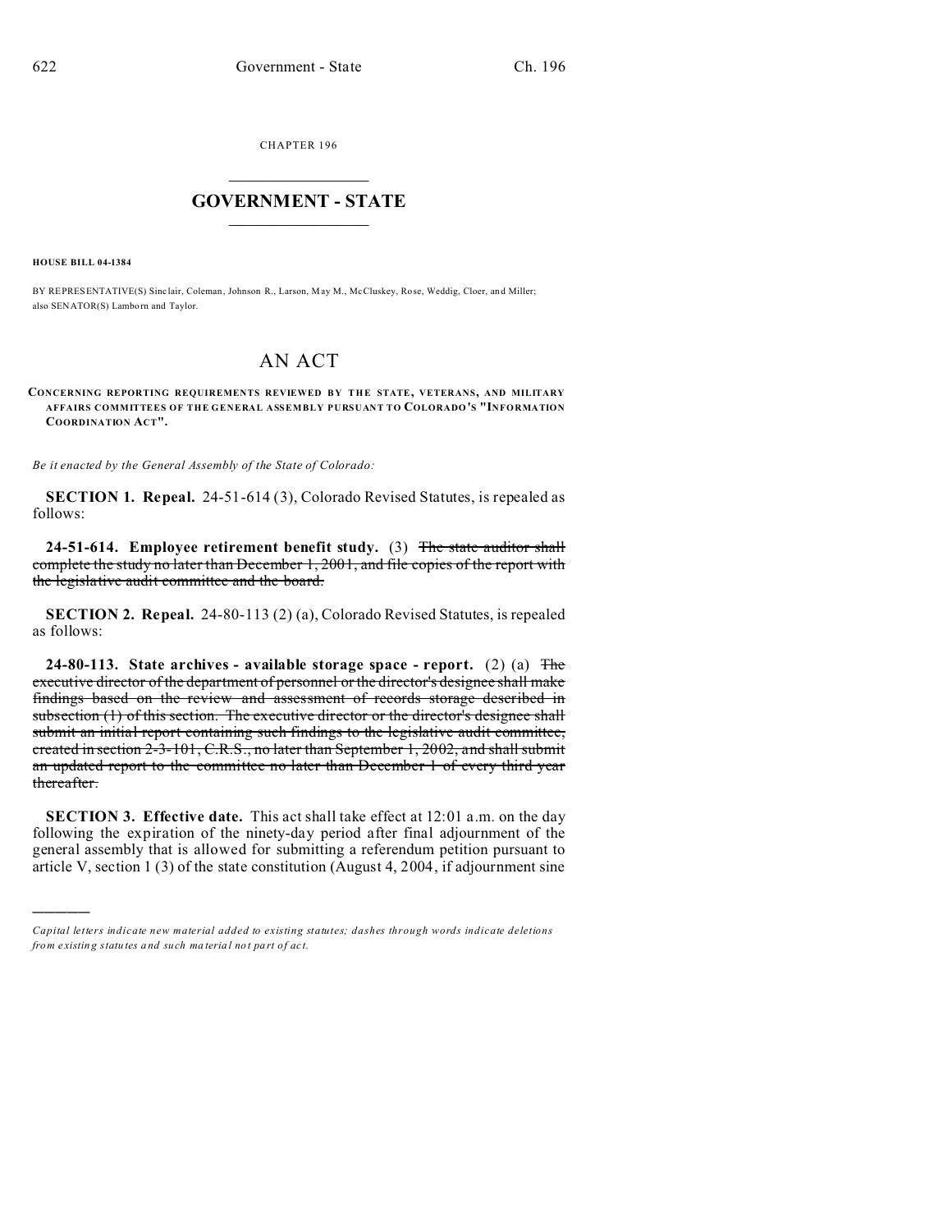CHAPTER 196

# GOVERNMENT - STATE

**HOUSE BILL 04-1384**

BY REPRESENTATIVE(S) Sinclair, Coleman, Johnson R., Larson, May M., McCluskey, Rose, Weddig, Cloer, and Miller; also SENATOR(S) Lamborn and Taylor.

# AN ACT

**CONCERNING REPORTING REQUIREMENTS REVIEWED BY THE STATE, VETERANS, AND MILITARY AFFAIRS COMMITTEES OF THE GENERAL ASSEMBLY PURSUANT TO COLORADO'S "INFORMATION COORDINATION ACT".**

*Be it enacted by the General Assembly of the State of Colorado:*

**SECTION 1. Repeal.** 24-51-614 (3), Colorado Revised Statutes, is repealed as follows:

**24-51-614. Employee retirement benefit study.** (3) ~~The state auditor shall complete the study no later than December 1, 2001, and file copies of the report with the legislative audit committee and the board.~~

**SECTION 2. Repeal.** 24-80-113 (2) (a), Colorado Revised Statutes, is repealed as follows:

**24-80-113. State archives - available storage space - report.** (2) (a) ~~The executive director of the department of personnel or the director's designee shall make findings based on the review and assessment of records storage described in subsection (1) of this section. The executive director or the director's designee shall submit an initial report containing such findings to the legislative audit committee, created in section 2-3-101, C.R.S., no later than September 1, 2002, and shall submit an updated report to the committee no later than December 1 of every third year thereafter.~~

**SECTION 3. Effective date.** This act shall take effect at 12:01 a.m. on the day following the expiration of the ninety-day period after final adjournment of the general assembly that is allowed for submitting a referendum petition pursuant to article V, section 1 (3) of the state constitution (August 4, 2004, if adjournment sine

*Capital letters indicate new material added to existing statutes; dashes through words indicate deletions from existing statutes and such material not part of act.*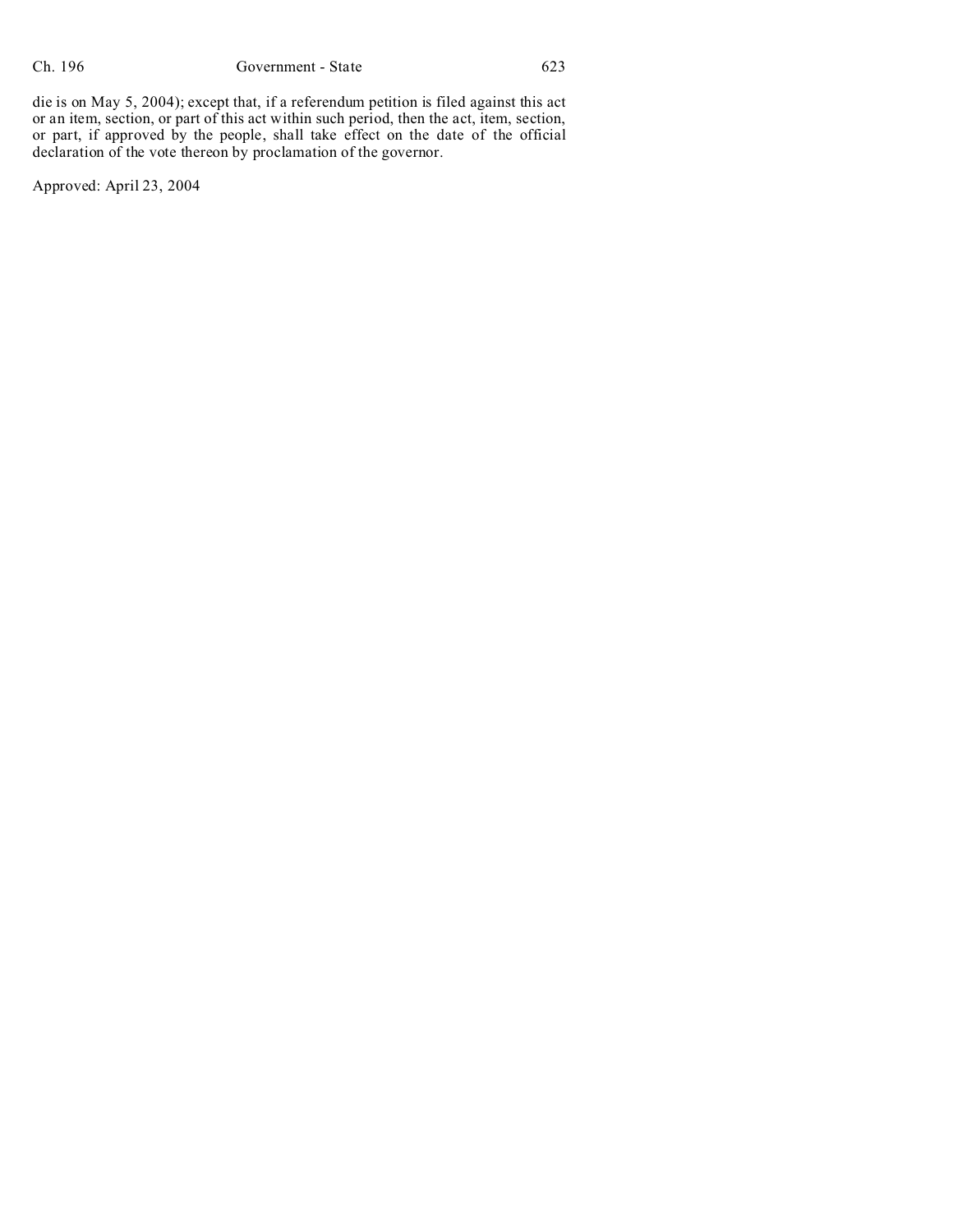die is on May 5, 2004); except that, if a referendum petition is filed against this act or an item, section, or part of this act within such period, then the act, item, section, or part, if approved by the people, shall take effect on the date of the official declaration of the vote thereon by proclamation of the governor.

Approved: April 23, 2004